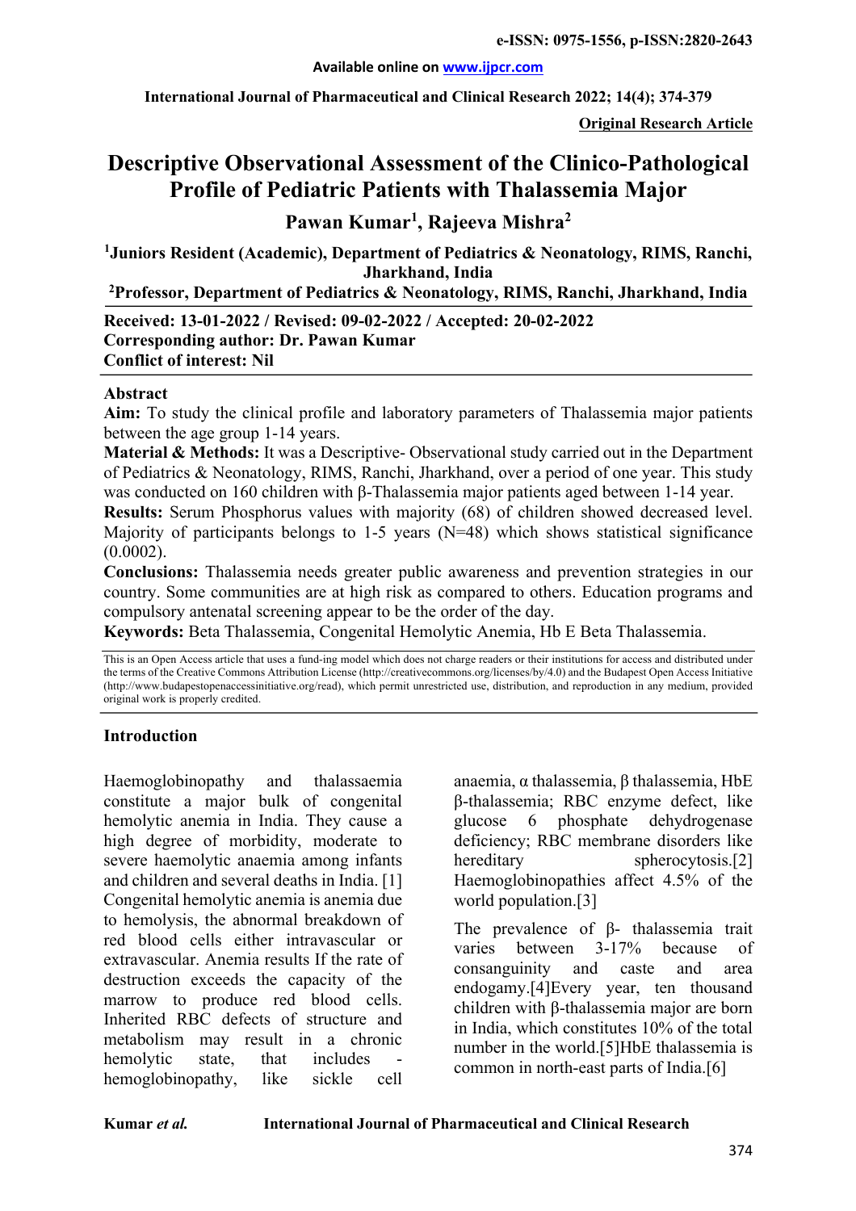# Descriptive Observational Assessment of the Clinico-Pathological Profile of Pediatric Patients with Thalassemia Major

**Pawan Kumar[1], Rajeeva Mishra[2]**

[1]Juniors Resident (Academic), Department of Pediatrics & Neonatology, RIMS, Ranchi, Jharkhand, India

[2]Professor, Department of Pediatrics & Neonatology, RIMS, Ranchi, Jharkhand, India

**Received: 13-01-2022 / Revised: 09-02-2022 / Accepted: 20-02-2022**
**Corresponding author: Dr. Pawan Kumar**
**Conflict of interest: Nil**

## Abstract

**Aim:** To study the clinical profile and laboratory parameters of Thalassemia major patients between the age group 1-14 years.

**Material & Methods:** It was a Descriptive- Observational study carried out in the Department of Pediatrics & Neonatology, RIMS, Ranchi, Jharkhand, over a period of one year. This study was conducted on 160 children with β-Thalassemia major patients aged between 1-14 year.

**Results:** Serum Phosphorus values with majority (68) of children showed decreased level. Majority of participants belongs to 1-5 years (N=48) which shows statistical significance (0.0002).

**Conclusions:** Thalassemia needs greater public awareness and prevention strategies in our country. Some communities are at high risk as compared to others. Education programs and compulsory antenatal screening appear to be the order of the day.

**Keywords:** Beta Thalassemia, Congenital Hemolytic Anemia, Hb E Beta Thalassemia.

This is an Open Access article that uses a fund-ing model which does not charge readers or their institutions for access and distributed under the terms of the Creative Commons Attribution License (http://creativecommons.org/licenses/by/4.0) and the Budapest Open Access Initiative (http://www.budapestopenaccessinitiative.org/read), which permit unrestricted use, distribution, and reproduction in any medium, provided original work is properly credited.

## Introduction

Haemoglobinopathy and thalassaemia constitute a major bulk of congenital hemolytic anemia in India. They cause a high degree of morbidity, moderate to severe haemolytic anaemia among infants and children and several deaths in India. [1] Congenital hemolytic anemia is anemia due to hemolysis, the abnormal breakdown of red blood cells either intravascular or extravascular. Anemia results If the rate of destruction exceeds the capacity of the marrow to produce red blood cells. Inherited RBC defects of structure and metabolism may result in a chronic hemolytic state, that includes - hemoglobinopathy, like sickle cell anaemia, α thalassemia, β thalassemia, HbE β-thalassemia; RBC enzyme defect, like glucose 6 phosphate dehydrogenase deficiency; RBC membrane disorders like hereditary spherocytosis.[2] Haemoglobinopathies affect 4.5% of the world population.[3]

The prevalence of β- thalassemia trait varies between 3-17% because of consanguinity and caste and area endogamy.[4]Every year, ten thousand children with β-thalassemia major are born in India, which constitutes 10% of the total number in the world.[5]HbE thalassemia is common in north-east parts of India.[6]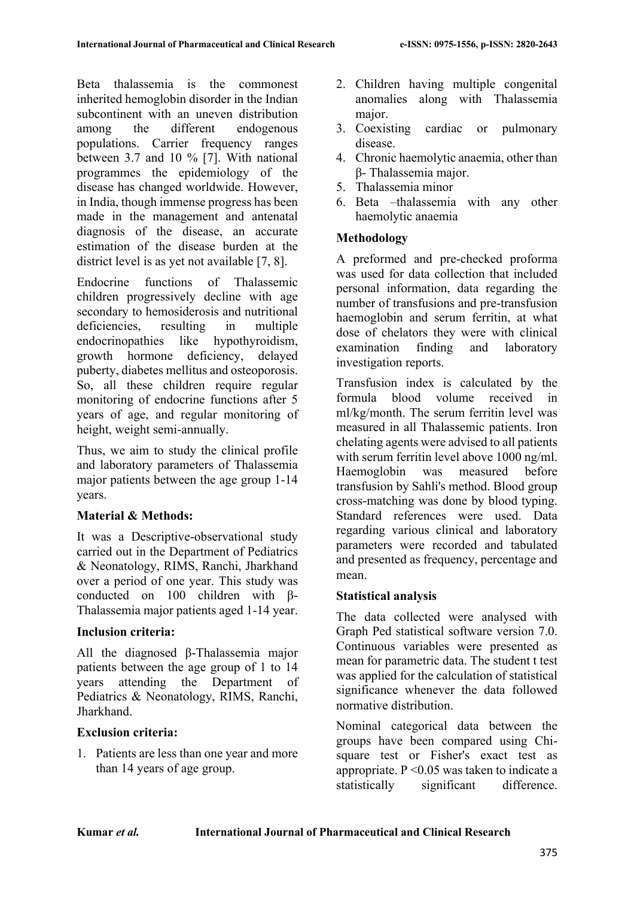Beta thalassemia is the commonest inherited hemoglobin disorder in the Indian subcontinent with an uneven distribution among the different endogenous populations. Carrier frequency ranges between 3.7 and 10 % [7]. With national programmes the epidemiology of the disease has changed worldwide. However, in India, though immense progress has been made in the management and antenatal diagnosis of the disease, an accurate estimation of the disease burden at the district level is as yet not available [7, 8].

Endocrine functions of Thalassemic children progressively decline with age secondary to hemosiderosis and nutritional deficiencies, resulting in multiple endocrinopathies like hypothyroidism, growth hormone deficiency, delayed puberty, diabetes mellitus and osteoporosis. So, all these children require regular monitoring of endocrine functions after 5 years of age, and regular monitoring of height, weight semi-annually.

Thus, we aim to study the clinical profile and laboratory parameters of Thalassemia major patients between the age group 1-14 years.

**Material & Methods:**

It was a Descriptive-observational study carried out in the Department of Pediatrics & Neonatology, RIMS, Ranchi, Jharkhand over a period of one year. This study was conducted on 100 children with β-Thalassemia major patients aged 1-14 year.

**Inclusion criteria:**

All the diagnosed β-Thalassemia major patients between the age group of 1 to 14 years attending the Department of Pediatrics & Neonatology, RIMS, Ranchi, Jharkhand.

**Exclusion criteria:**

1. Patients are less than one year and more than 14 years of age group.
2. Children having multiple congenital anomalies along with Thalassemia major.
3. Coexisting cardiac or pulmonary disease.
4. Chronic haemolytic anaemia, other than β- Thalassemia major.
5. Thalassemia minor
6. Beta –thalassemia with any other haemolytic anaemia

**Methodology**

A preformed and pre-checked proforma was used for data collection that included personal information, data regarding the number of transfusions and pre-transfusion haemoglobin and serum ferritin, at what dose of chelators they were with clinical examination finding and laboratory investigation reports.

Transfusion index is calculated by the formula blood volume received in ml/kg/month. The serum ferritin level was measured in all Thalassemic patients. Iron chelating agents were advised to all patients with serum ferritin level above 1000 ng/ml. Haemoglobin was measured before transfusion by Sahli's method. Blood group cross-matching was done by blood typing. Standard references were used. Data regarding various clinical and laboratory parameters were recorded and tabulated and presented as frequency, percentage and mean.

**Statistical analysis**

The data collected were analysed with Graph Ped statistical software version 7.0. Continuous variables were presented as mean for parametric data. The student t test was applied for the calculation of statistical significance whenever the data followed normative distribution.

Nominal categorical data between the groups have been compared using Chi-square test or Fisher's exact test as appropriate. $P < 0.05$ was taken to indicate a statistically significant difference.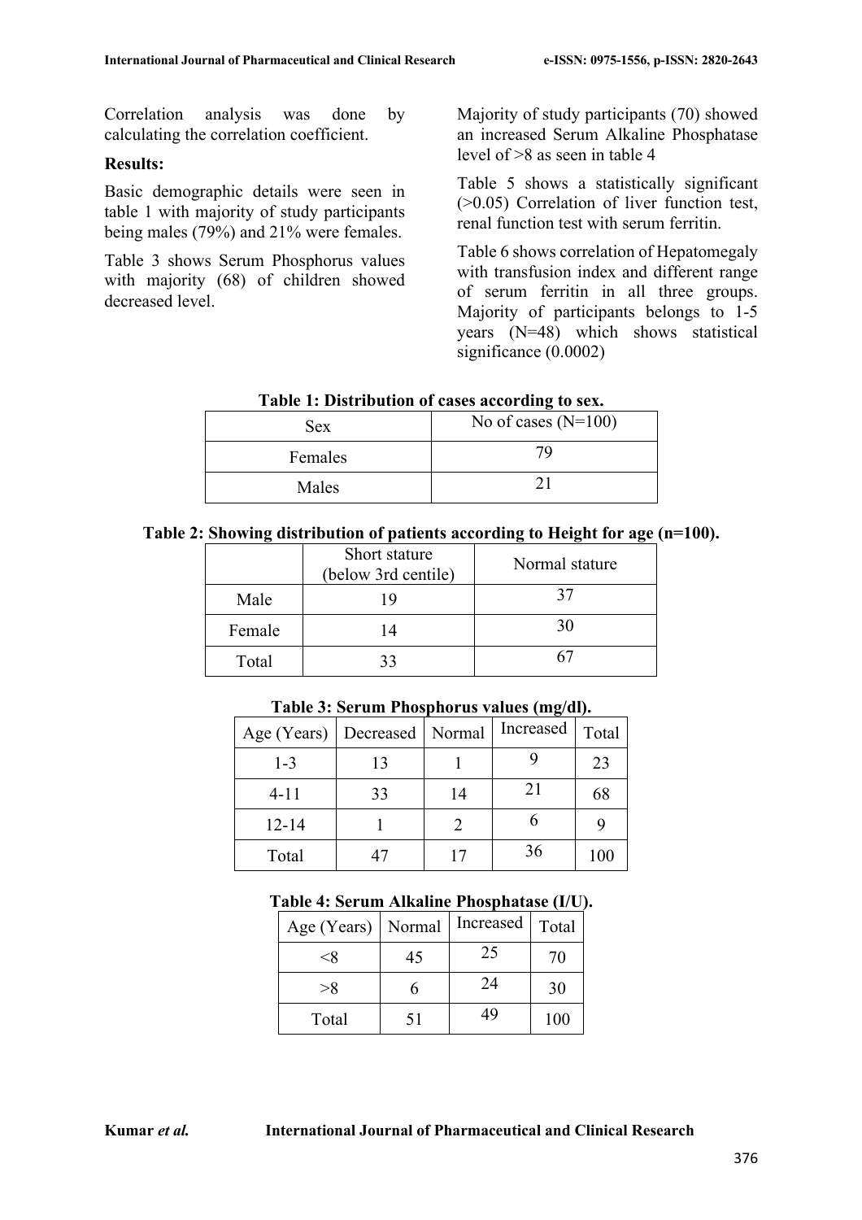Correlation analysis was done by calculating the correlation coefficient.

**Results:**

Basic demographic details were seen in table 1 with majority of study participants being males (79%) and 21% were females.

Table 3 shows Serum Phosphorus values with majority (68) of children showed decreased level.

Majority of study participants (70) showed an increased Serum Alkaline Phosphatase level of >8 as seen in table 4

Table 5 shows a statistically significant (>0.05) Correlation of liver function test, renal function test with serum ferritin.

Table 6 shows correlation of Hepatomegaly with transfusion index and different range of serum ferritin in all three groups. Majority of participants belongs to 1-5 years (N=48) which shows statistical significance (0.0002)

**Table 1: Distribution of cases according to sex.**

| Sex | No of cases (N=100) |
|---|---|
| Females | 79 |
| Males | 21 |

**Table 2: Showing distribution of patients according to Height for age (n=100).**

| | Short stature (below 3rd centile) | Normal stature |
|---|---|---|
| Male | 19 | 37 |
| Female | 14 | 30 |
| Total | 33 | 67 |

**Table 3: Serum Phosphorus values (mg/dl).**

| Age (Years) | Decreased | Normal | Increased | Total |
|---|---|---|---|---|
| 1-3 | 13 | 1 | 9 | 23 |
| 4-11 | 33 | 14 | 21 | 68 |
| 12-14 | 1 | 2 | 6 | 9 |
| Total | 47 | 17 | 36 | 100 |

**Table 4: Serum Alkaline Phosphatase (I/U).**

| Age (Years) | Normal | Increased | Total |
|---|---|---|---|
| <8 | 45 | 25 | 70 |
| >8 | 6 | 24 | 30 |
| Total | 51 | 49 | 100 |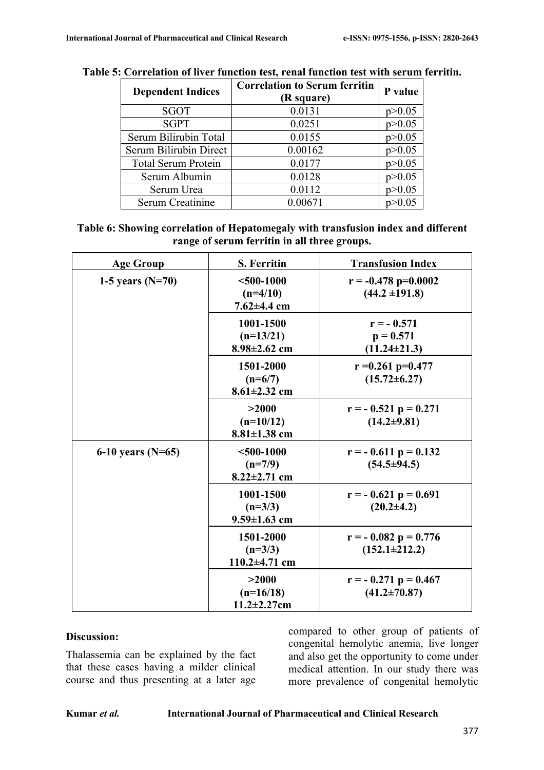**Table 5: Correlation of liver function test, renal function test with serum ferritin.**

| Dependent Indices | Correlation to Serum ferritin (R square) | P value |
|---|---|---|
| SGOT | 0.0131 | p>0.05 |
| SGPT | 0.0251 | p>0.05 |
| Serum Bilirubin Total | 0.0155 | p>0.05 |
| Serum Bilirubin Direct | 0.00162 | p>0.05 |
| Total Serum Protein | 0.0177 | p>0.05 |
| Serum Albumin | 0.0128 | p>0.05 |
| Serum Urea | 0.0112 | p>0.05 |
| Serum Creatinine | 0.00671 | p>0.05 |

**Table 6: Showing correlation of Hepatomegaly with transfusion index and different range of serum ferritin in all three groups.**

| Age Group | S. Ferritin | Transfusion Index |
|---|---|---|
| **1-5 years (N=70)** | **<500-1000 (n=4/10) 7.62±4.4 cm** | **r = -0.478 p=0.0002 (44.2 ±191.8)** |
| | **1001-1500 (n=13/21) 8.98±2.62 cm** | **r = - 0.571 p = 0.571 (11.24±21.3)** |
| | **1501-2000 (n=6/7) 8.61±2.32 cm** | **r =0.261 p=0.477 (15.72±6.27)** |
| | **>2000 (n=10/12) 8.81±1.38 cm** | **r = - 0.521 p = 0.271 (14.2±9.81)** |
| **6-10 years (N=65)** | **<500-1000 (n=7/9) 8.22±2.71 cm** | **r = - 0.611 p = 0.132 (54.5±94.5)** |
| | **1001-1500 (n=3/3) 9.59±1.63 cm** | **r = - 0.621 p = 0.691 (20.2±4.2)** |
| | **1501-2000 (n=3/3) 110.2±4.71 cm** | **r = - 0.082 p = 0.776 (152.1±212.2)** |
| | **>2000 (n=16/18) 11.2±2.27cm** | **r = - 0.271 p = 0.467 (41.2±70.87)** |

**Discussion:**

Thalassemia can be explained by the fact that these cases having a milder clinical course and thus presenting at a later age compared to other group of patients of congenital hemolytic anemia, live longer and also get the opportunity to come under medical attention. In our study there was more prevalence of congenital hemolytic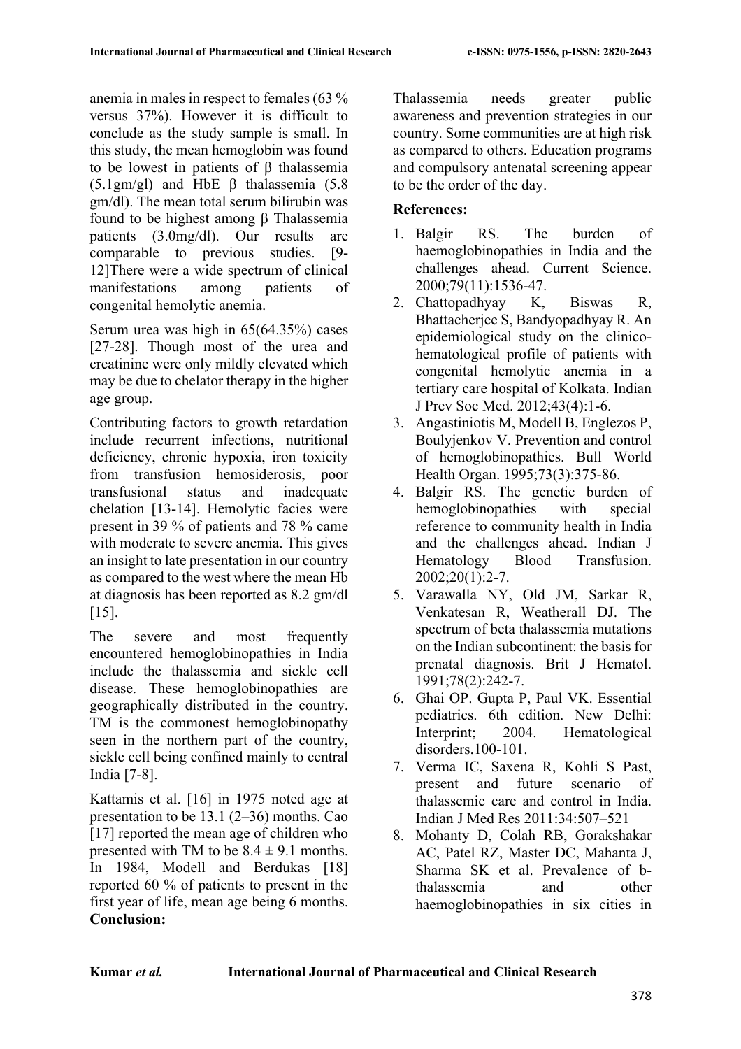anemia in males in respect to females (63 % versus 37%). However it is difficult to conclude as the study sample is small. In this study, the mean hemoglobin was found to be lowest in patients of β thalassemia (5.1gm/gl) and HbE β thalassemia (5.8 gm/dl). The mean total serum bilirubin was found to be highest among β Thalassemia patients (3.0mg/dl). Our results are comparable to previous studies. [9-12]There were a wide spectrum of clinical manifestations among patients of congenital hemolytic anemia.

Serum urea was high in 65(64.35%) cases [27-28]. Though most of the urea and creatinine were only mildly elevated which may be due to chelator therapy in the higher age group.

Contributing factors to growth retardation include recurrent infections, nutritional deficiency, chronic hypoxia, iron toxicity from transfusion hemosiderosis, poor transfusional status and inadequate chelation [13-14]. Hemolytic facies were present in 39 % of patients and 78 % came with moderate to severe anemia. This gives an insight to late presentation in our country as compared to the west where the mean Hb at diagnosis has been reported as 8.2 gm/dl [15].

The severe and most frequently encountered hemoglobinopathies in India include the thalassemia and sickle cell disease. These hemoglobinopathies are geographically distributed in the country. TM is the commonest hemoglobinopathy seen in the northern part of the country, sickle cell being confined mainly to central India [7-8].

Kattamis et al. [16] in 1975 noted age at presentation to be 13.1 (2–36) months. Cao [17] reported the mean age of children who presented with TM to be $8.4 \pm 9.1$ months. In 1984, Modell and Berdukas [18] reported 60 % of patients to present in the first year of life, mean age being 6 months.

**Conclusion:**

Thalassemia needs greater public awareness and prevention strategies in our country. Some communities are at high risk as compared to others. Education programs and compulsory antenatal screening appear to be the order of the day.

## References:

1. Balgir RS. The burden of haemoglobinopathies in India and the challenges ahead. Current Science. 2000;79(11):1536-47.
2. Chattopadhyay K, Biswas R, Bhattacherjee S, Bandyopadhyay R. An epidemiological study on the clinico-hematological profile of patients with congenital hemolytic anemia in a tertiary care hospital of Kolkata. Indian J Prev Soc Med. 2012;43(4):1-6.
3. Angastiniotis M, Modell B, Englezos P, Boulyjenkov V. Prevention and control of hemoglobinopathies. Bull World Health Organ. 1995;73(3):375-86.
4. Balgir RS. The genetic burden of hemoglobinopathies with special reference to community health in India and the challenges ahead. Indian J Hematology Blood Transfusion. 2002;20(1):2-7.
5. Varawalla NY, Old JM, Sarkar R, Venkatesan R, Weatherall DJ. The spectrum of beta thalassemia mutations on the Indian subcontinent: the basis for prenatal diagnosis. Brit J Hematol. 1991;78(2):242-7.
6. Ghai OP. Gupta P, Paul VK. Essential pediatrics. 6th edition. New Delhi: Interprint; 2004. Hematological disorders.100-101.
7. Verma IC, Saxena R, Kohli S Past, present and future scenario of thalassemic care and control in India. Indian J Med Res 2011:34:507–521
8. Mohanty D, Colah RB, Gorakshakar AC, Patel RZ, Master DC, Mahanta J, Sharma SK et al. Prevalence of b-thalassemia and other haemoglobinopathies in six cities in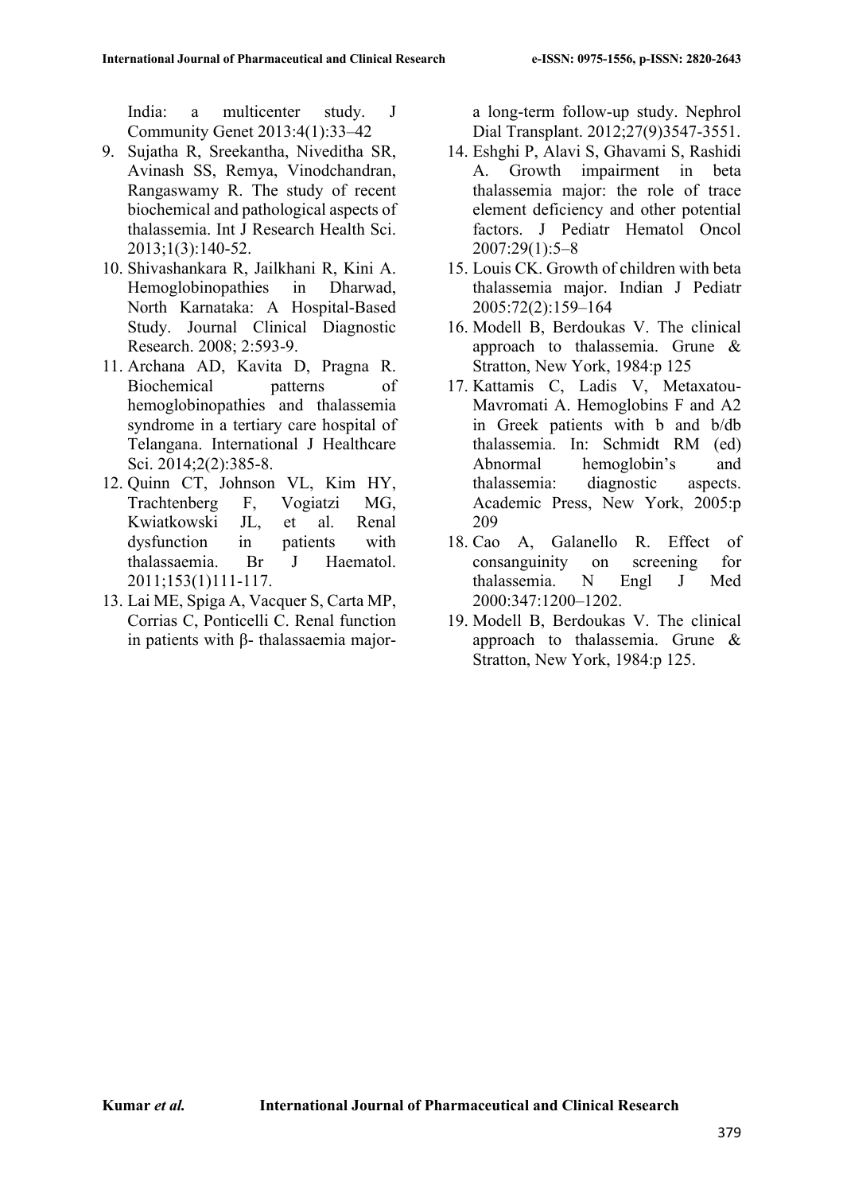India: a multicenter study. J Community Genet 2013:4(1):33–42

9. Sujatha R, Sreekantha, Niveditha SR, Avinash SS, Remya, Vinodchandran, Rangaswamy R. The study of recent biochemical and pathological aspects of thalassemia. Int J Research Health Sci. 2013;1(3):140-52.
10. Shivashankara R, Jailkhani R, Kini A. Hemoglobinopathies in Dharwad, North Karnataka: A Hospital-Based Study. Journal Clinical Diagnostic Research. 2008; 2:593-9.
11. Archana AD, Kavita D, Pragna R. Biochemical patterns of hemoglobinopathies and thalassemia syndrome in a tertiary care hospital of Telangana. International J Healthcare Sci. 2014;2(2):385-8.
12. Quinn CT, Johnson VL, Kim HY, Trachtenberg F, Vogiatzi MG, Kwiatkowski JL, et al. Renal dysfunction in patients with thalassaemia. Br J Haematol. 2011;153(1)111-117.
13. Lai ME, Spiga A, Vacquer S, Carta MP, Corrias C, Ponticelli C. Renal function in patients with β- thalassaemia major- a long-term follow-up study. Nephrol Dial Transplant. 2012;27(9)3547-3551.
14. Eshghi P, Alavi S, Ghavami S, Rashidi A. Growth impairment in beta thalassemia major: the role of trace element deficiency and other potential factors. J Pediatr Hematol Oncol 2007:29(1):5–8
15. Louis CK. Growth of children with beta thalassemia major. Indian J Pediatr 2005:72(2):159–164
16. Modell B, Berdoukas V. The clinical approach to thalassemia. Grune & Stratton, New York, 1984:p 125
17. Kattamis C, Ladis V, Metaxatou-Mavromati A. Hemoglobins F and A2 in Greek patients with b and b/db thalassemia. In: Schmidt RM (ed) Abnormal hemoglobin's and thalassemia: diagnostic aspects. Academic Press, New York, 2005:p 209
18. Cao A, Galanello R. Effect of consanguinity on screening for thalassemia. N Engl J Med 2000:347:1200–1202.
19. Modell B, Berdoukas V. The clinical approach to thalassemia. Grune & Stratton, New York, 1984:p 125.